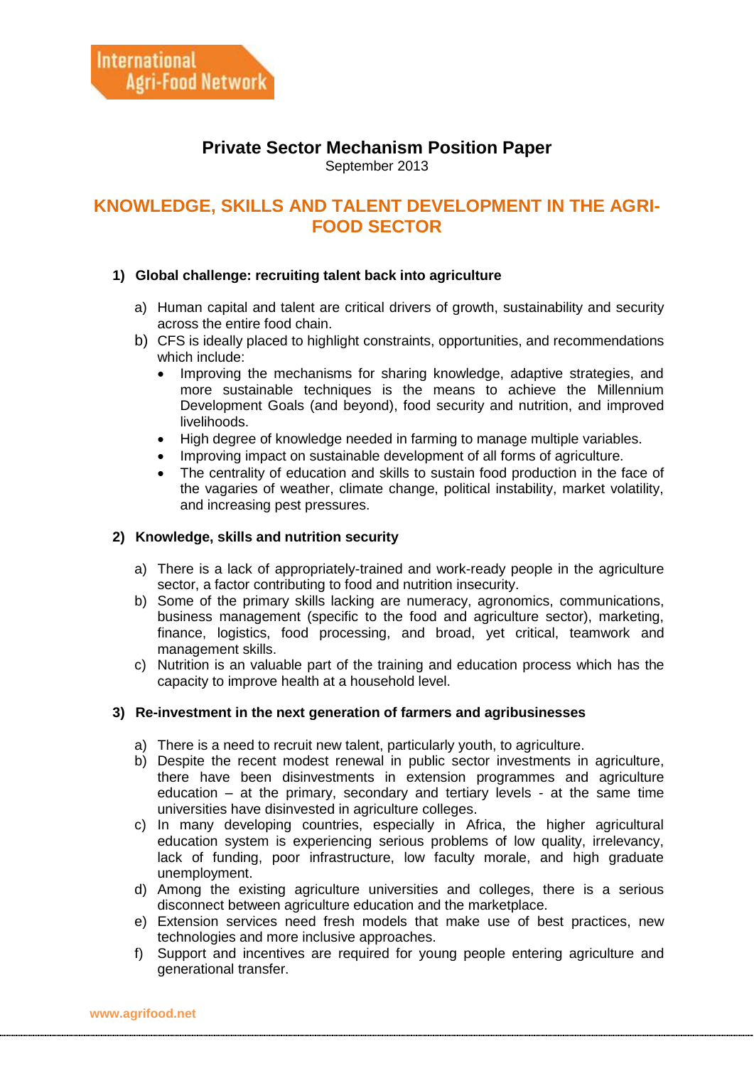International Agri-Food Network

**Private Sector Mechanism Position Paper**

September 2013

# KNOWLEDGE, SKILLS AND TALENT DEVELOPMENT IN THE AGRI-FOOD SECTOR

## 1) Global challenge: recruiting talent back into agriculture

a) Human capital and talent are critical drivers of growth, sustainability and security across the entire food chain.

b) CFS is ideally placed to highlight constraints, opportunities, and recommendations which include:

- Improving the mechanisms for sharing knowledge, adaptive strategies, and more sustainable techniques is the means to achieve the Millennium Development Goals (and beyond), food security and nutrition, and improved livelihoods.
- High degree of knowledge needed in farming to manage multiple variables.
- Improving impact on sustainable development of all forms of agriculture.
- The centrality of education and skills to sustain food production in the face of the vagaries of weather, climate change, political instability, market volatility, and increasing pest pressures.

## 2) Knowledge, skills and nutrition security

a) There is a lack of appropriately-trained and work-ready people in the agriculture sector, a factor contributing to food and nutrition insecurity.

b) Some of the primary skills lacking are numeracy, agronomics, communications, business management (specific to the food and agriculture sector), marketing, finance, logistics, food processing, and broad, yet critical, teamwork and management skills.

c) Nutrition is an valuable part of the training and education process which has the capacity to improve health at a household level.

## 3) Re-investment in the next generation of farmers and agribusinesses

a) There is a need to recruit new talent, particularly youth, to agriculture.

b) Despite the recent modest renewal in public sector investments in agriculture, there have been disinvestments in extension programmes and agriculture education – at the primary, secondary and tertiary levels - at the same time universities have disinvested in agriculture colleges.

c) In many developing countries, especially in Africa, the higher agricultural education system is experiencing serious problems of low quality, irrelevancy, lack of funding, poor infrastructure, low faculty morale, and high graduate unemployment.

d) Among the existing agriculture universities and colleges, there is a serious disconnect between agriculture education and the marketplace.

e) Extension services need fresh models that make use of best practices, new technologies and more inclusive approaches.

f) Support and incentives are required for young people entering agriculture and generational transfer.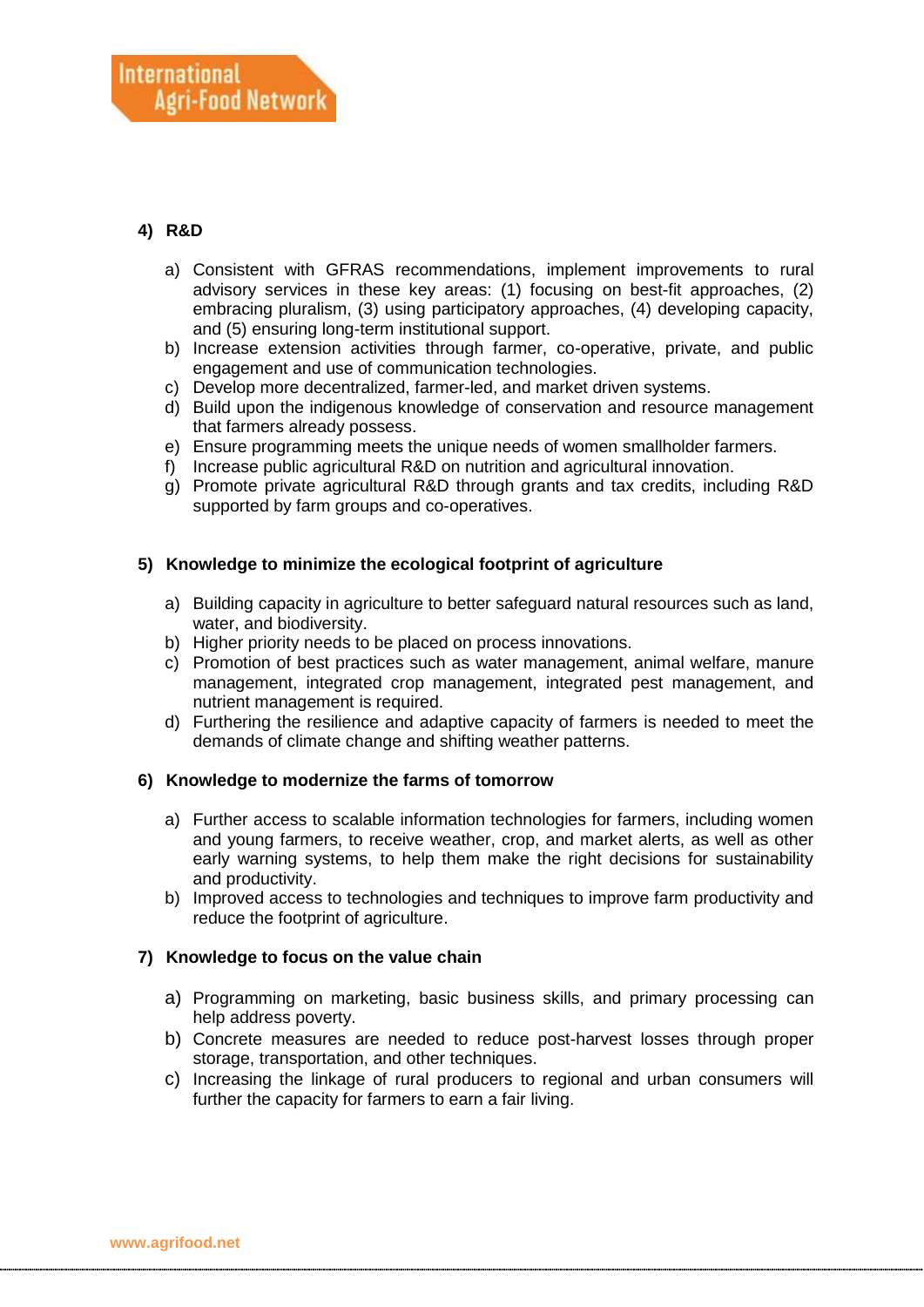**4) R&D**

a) Consistent with GFRAS recommendations, implement improvements to rural advisory services in these key areas: (1) focusing on best-fit approaches, (2) embracing pluralism, (3) using participatory approaches, (4) developing capacity, and (5) ensuring long-term institutional support.
b) Increase extension activities through farmer, co-operative, private, and public engagement and use of communication technologies.
c) Develop more decentralized, farmer-led, and market driven systems.
d) Build upon the indigenous knowledge of conservation and resource management that farmers already possess.
e) Ensure programming meets the unique needs of women smallholder farmers.
f) Increase public agricultural R&D on nutrition and agricultural innovation.
g) Promote private agricultural R&D through grants and tax credits, including R&D supported by farm groups and co-operatives.

**5) Knowledge to minimize the ecological footprint of agriculture**

a) Building capacity in agriculture to better safeguard natural resources such as land, water, and biodiversity.
b) Higher priority needs to be placed on process innovations.
c) Promotion of best practices such as water management, animal welfare, manure management, integrated crop management, integrated pest management, and nutrient management is required.
d) Furthering the resilience and adaptive capacity of farmers is needed to meet the demands of climate change and shifting weather patterns.

**6) Knowledge to modernize the farms of tomorrow**

a) Further access to scalable information technologies for farmers, including women and young farmers, to receive weather, crop, and market alerts, as well as other early warning systems, to help them make the right decisions for sustainability and productivity.
b) Improved access to technologies and techniques to improve farm productivity and reduce the footprint of agriculture.

**7) Knowledge to focus on the value chain**

a) Programming on marketing, basic business skills, and primary processing can help address poverty.
b) Concrete measures are needed to reduce post-harvest losses through proper storage, transportation, and other techniques.
c) Increasing the linkage of rural producers to regional and urban consumers will further the capacity for farmers to earn a fair living.